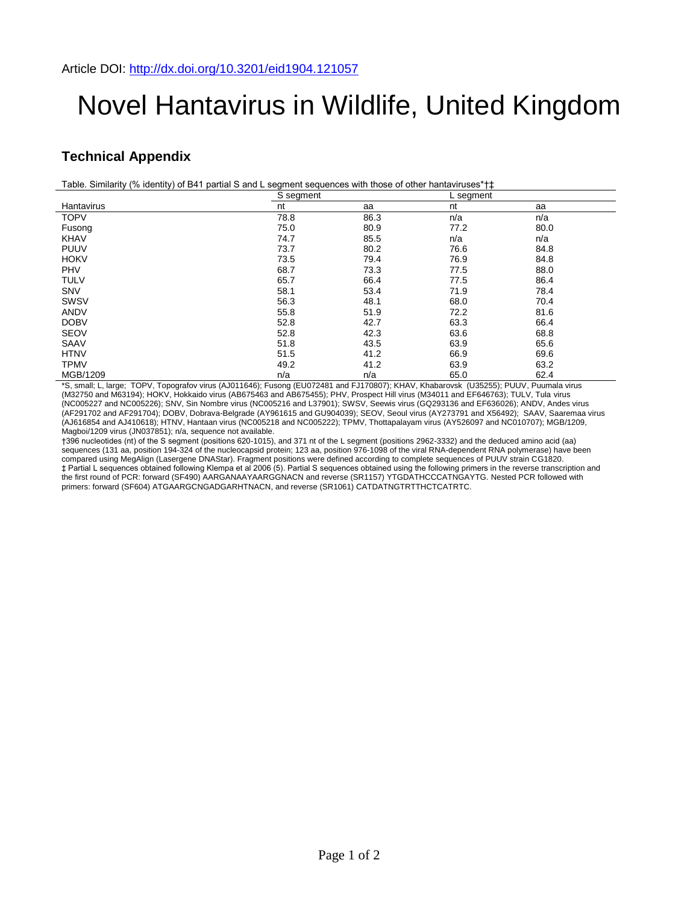Article DOI: http://dx.doi.org/10.3201/eid1904.121057

# Novel Hantavirus in Wildlife, United Kingdom

## Technical Appendix

Table. Similarity (% identity) of B41 partial S and L segment sequences with those of other hantaviruses*†‡

| | S segment | | L segment | |
|---|---|---|---|---|
| Hantavirus | nt | aa | nt | aa |
| TOPV | 78.8 | 86.3 | n/a | n/a |
| Fusong | 75.0 | 80.9 | 77.2 | 80.0 |
| KHAV | 74.7 | 85.5 | n/a | n/a |
| PUUV | 73.7 | 80.2 | 76.6 | 84.8 |
| HOKV | 73.5 | 79.4 | 76.9 | 84.8 |
| PHV | 68.7 | 73.3 | 77.5 | 88.0 |
| TULV | 65.7 | 66.4 | 77.5 | 86.4 |
| SNV | 58.1 | 53.4 | 71.9 | 78.4 |
| SWSV | 56.3 | 48.1 | 68.0 | 70.4 |
| ANDV | 55.8 | 51.9 | 72.2 | 81.6 |
| DOBV | 52.8 | 42.7 | 63.3 | 66.4 |
| SEOV | 52.8 | 42.3 | 63.6 | 68.8 |
| SAAV | 51.8 | 43.5 | 63.9 | 65.6 |
| HTNV | 51.5 | 41.2 | 66.9 | 69.6 |
| TPMV | 49.2 | 41.2 | 63.9 | 63.2 |
| MGB/1209 | n/a | n/a | 65.0 | 62.4 |

*S, small; L, large; TOPV, Topografov virus (AJ011646); Fusong (EU072481 and FJ170807); KHAV, Khabarovsk (U35255); PUUV, Puumala virus (M32750 and M63194); HOKV, Hokkaido virus (AB675463 and AB675455); PHV, Prospect Hill virus (M34011 and EF646763); TULV, Tula virus (NC005227 and NC005226); SNV, Sin Nombre virus (NC005216 and L37901); SWSV, Seewis virus (GQ293136 and EF636026); ANDV, Andes virus (AF291702 and AF291704); DOBV, Dobrava-Belgrade (AY961615 and GU904039); SEOV, Seoul virus (AY273791 and X56492); SAAV, Saaremaa virus (AJ616854 and AJ410618); HTNV, Hantaan virus (NC005218 and NC005222); TPMV, Thottapalayam virus (AY526097 and NC010707); MGB/1209, Magboi/1209 virus (JN037851); n/a, sequence not available.

†396 nucleotides (nt) of the S segment (positions 620-1015), and 371 nt of the L segment (positions 2962-3332) and the deduced amino acid (aa) sequences (131 aa, position 194-324 of the nucleocapsid protein; 123 aa, position 976-1098 of the viral RNA-dependent RNA polymerase) have been compared using MegAlign (Lasergene DNAStar). Fragment positions were defined according to complete sequences of PUUV strain CG1820.

‡ Partial L sequences obtained following Klempa et al 2006 (5). Partial S sequences obtained using the following primers in the reverse transcription and the first round of PCR: forward (SF490) AARGANAAYAARGGNACN and reverse (SR1157) YTGDATHCCCATNGAYTG. Nested PCR followed with primers: forward (SF604) ATGAARGCNGADGARHTNACN, and reverse (SR1061) CATDATNGTRTTHCTCATRTC.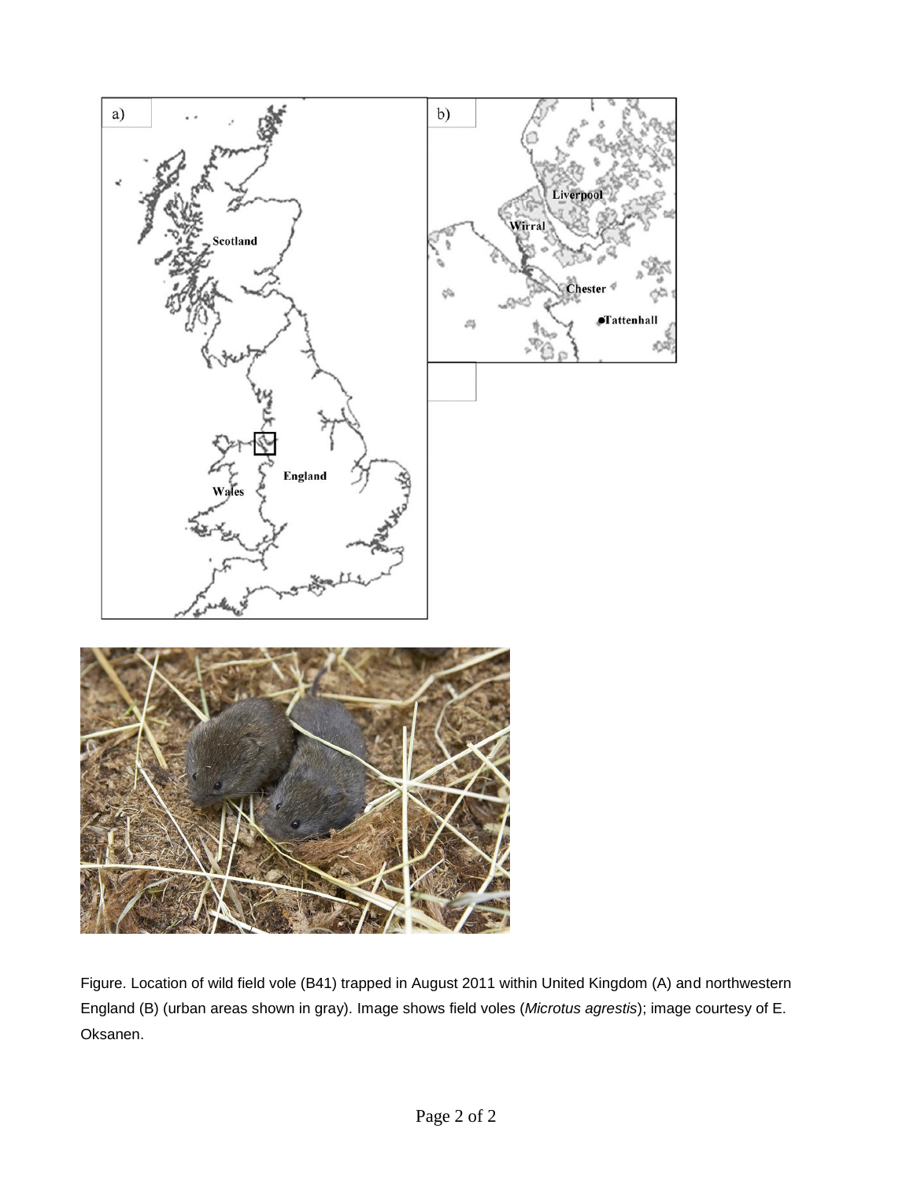a)

Scotland

England

Wales

b)

Liverpool

Wirral

Chester

Tattenhall

Figure. Location of wild field vole (B41) trapped in August 2011 within United Kingdom (A) and northwestern England (B) (urban areas shown in gray). Image shows field voles (*Microtus agrestis*); image courtesy of E. Oksanen.